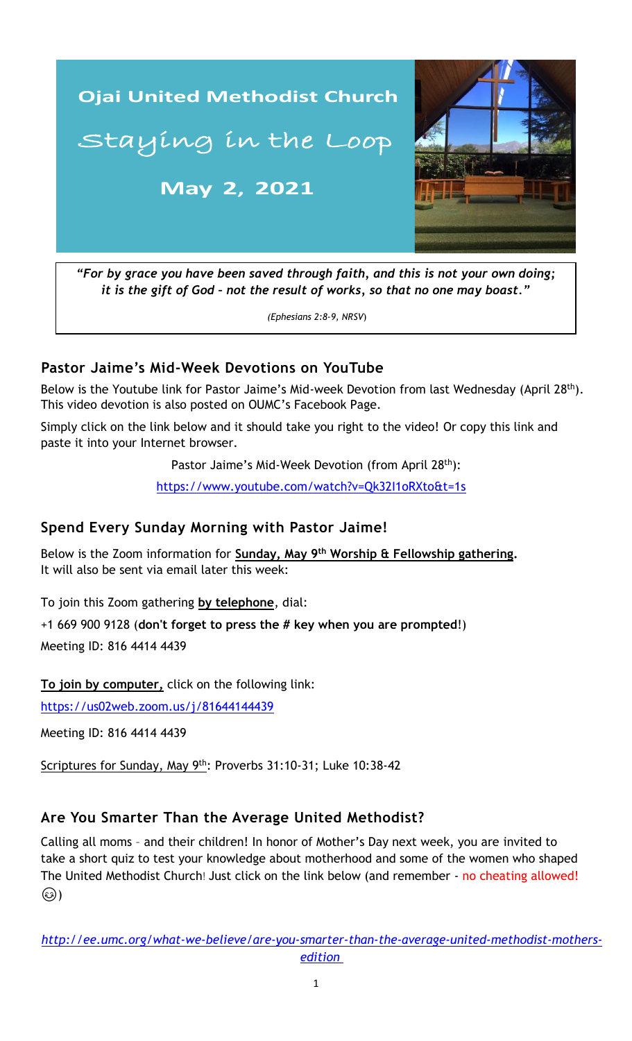# Ojai United Methodist Church

## Staying in the Loop

**May 2, 2021**

*"For by grace you have been saved through faith, and this is not your own doing; it is the gift of God – not the result of works, so that no one may boast."*

*(Ephesians 2:8-9, NRSV)*

### Pastor Jaime's Mid-Week Devotions on YouTube

Below is the Youtube link for Pastor Jaime's Mid-week Devotion from last Wednesday (April 28th). This video devotion is also posted on OUMC's Facebook Page.

Simply click on the link below and it should take you right to the video! Or copy this link and paste it into your Internet browser.

Pastor Jaime's Mid-Week Devotion (from April 28th):

https://www.youtube.com/watch?v=Qk32I1oRXto&t=1s

### Spend Every Sunday Morning with Pastor Jaime!

Below is the Zoom information for **Sunday, May 9th Worship & Fellowship gathering.** It will also be sent via email later this week:

To join this Zoom gathering **by telephone**, dial:

+1 669 900 9128 (**don't forget to press the # key when you are prompted!**)

Meeting ID: 816 4414 4439

**To join by computer,** click on the following link:

https://us02web.zoom.us/j/81644144439

Meeting ID: 816 4414 4439

Scriptures for Sunday, May 9th: Proverbs 31:10-31; Luke 10:38-42

### Are You Smarter Than the Average United Methodist?

Calling all moms – and their children! In honor of Mother's Day next week, you are invited to take a short quiz to test your knowledge about motherhood and some of the women who shaped The United Methodist Church! Just click on the link below (and remember - no cheating allowed! 😉)

*http://ee.umc.org/what-we-believe/are-you-smarter-than-the-average-united-methodist-mothers-edition*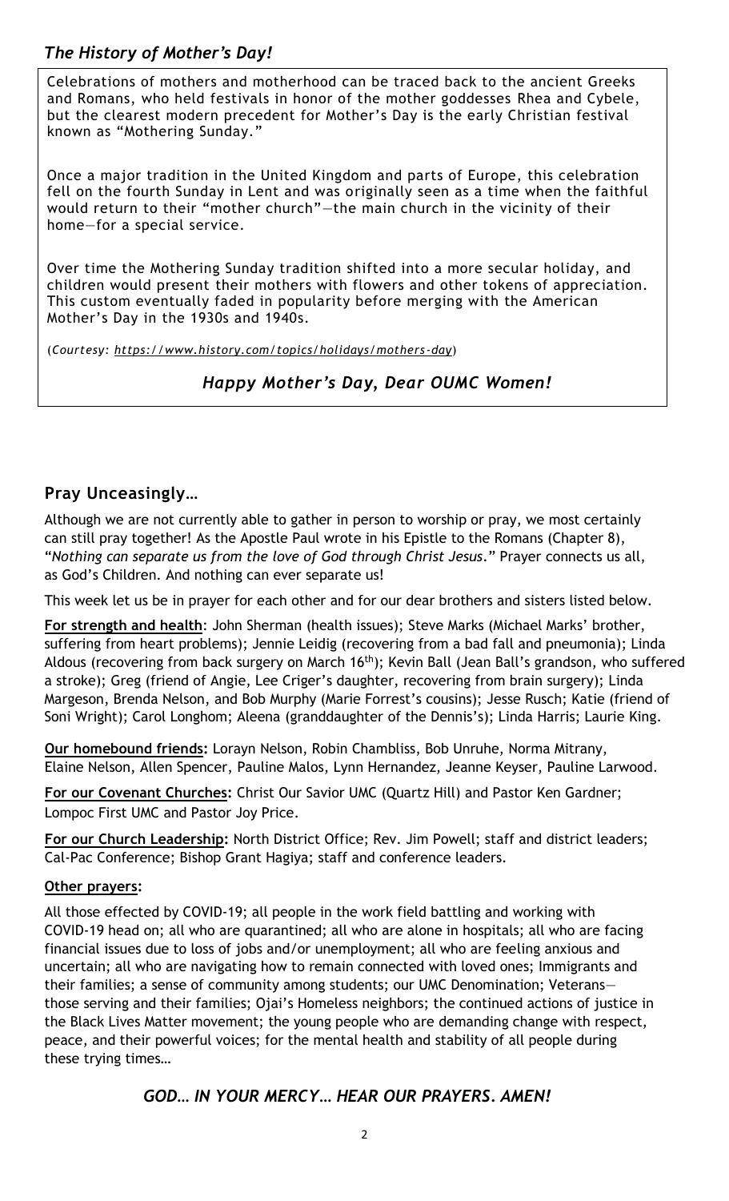## *The History of Mother's Day!*

Celebrations of mothers and motherhood can be traced back to the ancient Greeks and Romans, who held festivals in honor of the mother goddesses Rhea and Cybele, but the clearest modern precedent for Mother's Day is the early Christian festival known as "Mothering Sunday."

Once a major tradition in the United Kingdom and parts of Europe, this celebration fell on the fourth Sunday in Lent and was originally seen as a time when the faithful would return to their "mother church"—the main church in the vicinity of their home—for a special service.

Over time the Mothering Sunday tradition shifted into a more secular holiday, and children would present their mothers with flowers and other tokens of appreciation. This custom eventually faded in popularity before merging with the American Mother's Day in the 1930s and 1940s.

(*Courtesy*: *https://www.history.com/topics/holidays/mothers-day*)

***Happy Mother's Day, Dear OUMC Women!***

## Pray Unceasingly…

Although we are not currently able to gather in person to worship or pray, we most certainly can still pray together! As the Apostle Paul wrote in his Epistle to the Romans (Chapter 8), "*Nothing can separate us from the love of God through Christ Jesus*." Prayer connects us all, as God's Children. And nothing can ever separate us!

This week let us be in prayer for each other and for our dear brothers and sisters listed below.

**For strength and health**: John Sherman (health issues); Steve Marks (Michael Marks' brother, suffering from heart problems); Jennie Leidig (recovering from a bad fall and pneumonia); Linda Aldous (recovering from back surgery on March 16th); Kevin Ball (Jean Ball's grandson, who suffered a stroke); Greg (friend of Angie, Lee Criger's daughter, recovering from brain surgery); Linda Margeson, Brenda Nelson, and Bob Murphy (Marie Forrest's cousins); Jesse Rusch; Katie (friend of Soni Wright); Carol Longhom; Aleena (granddaughter of the Dennis's); Linda Harris; Laurie King.

**Our homebound friends:** Lorayn Nelson, Robin Chambliss, Bob Unruhe, Norma Mitrany, Elaine Nelson, Allen Spencer, Pauline Malos, Lynn Hernandez, Jeanne Keyser, Pauline Larwood.

**For our Covenant Churches:** Christ Our Savior UMC (Quartz Hill) and Pastor Ken Gardner; Lompoc First UMC and Pastor Joy Price.

**For our Church Leadership:** North District Office; Rev. Jim Powell; staff and district leaders; Cal-Pac Conference; Bishop Grant Hagiya; staff and conference leaders.

**Other prayers:**

All those effected by COVID-19; all people in the work field battling and working with COVID-19 head on; all who are quarantined; all who are alone in hospitals; all who are facing financial issues due to loss of jobs and/or unemployment; all who are feeling anxious and uncertain; all who are navigating how to remain connected with loved ones; Immigrants and their families; a sense of community among students; our UMC Denomination; Veterans—those serving and their families; Ojai's Homeless neighbors; the continued actions of justice in the Black Lives Matter movement; the young people who are demanding change with respect, peace, and their powerful voices; for the mental health and stability of all people during these trying times…

***GOD… IN YOUR MERCY… HEAR OUR PRAYERS. AMEN!***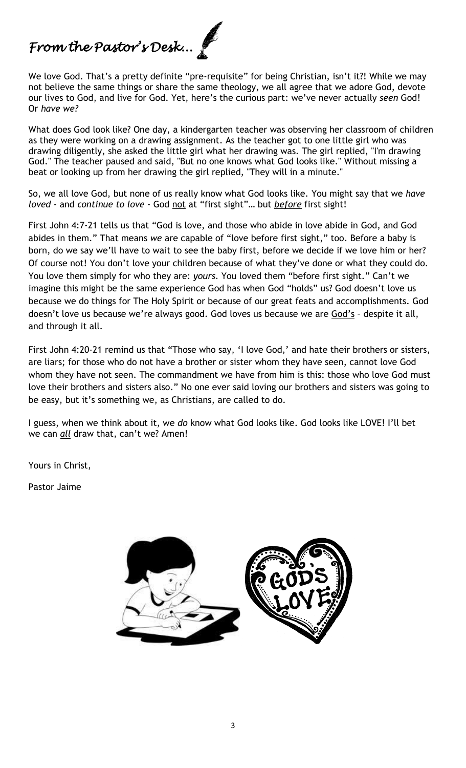# *From the Pastor's Desk…*

We love God. That's a pretty definite "pre-requisite" for being Christian, isn't it?! While we may not believe the same things or share the same theology, we all agree that we adore God, devote our lives to God, and live for God. Yet, here's the curious part: we've never actually *seen* God! Or *have we?*

What does God look like? One day, a kindergarten teacher was observing her classroom of children as they were working on a drawing assignment. As the teacher got to one little girl who was drawing diligently, she asked the little girl what her drawing was. The girl replied, "I'm drawing God." The teacher paused and said, "But no one knows what God looks like." Without missing a beat or looking up from her drawing the girl replied, "They will in a minute."

So, we all love God, but none of us really know what God looks like. You might say that we *have loved* - and *continue to love* - God <u>not</u> at "first sight"… but ***<u>before</u>*** first sight!

First John 4:7-21 tells us that "God is love, and those who abide in love abide in God, and God abides in them." That means *we* are capable of "love before first sight," too. Before a baby is born, do we say we'll have to wait to see the baby first, before we decide if we love him or her? Of course not! You don't love your children because of what they've done or what they could do. You love them simply for who they are: *yours*. You loved them "before first sight." Can't we imagine this might be the same experience God has when God "holds" us? God doesn't love us because we do things for The Holy Spirit or because of our great feats and accomplishments. God doesn't love us because we're always good. God loves us because we are <u>God's</u> – despite it all, and through it all.

First John 4:20-21 remind us that "Those who say, 'I love God,' and hate their brothers or sisters, are liars; for those who do not have a brother or sister whom they have seen, cannot love God whom they have not seen. The commandment we have from him is this: those who love God must love their brothers and sisters also." No one ever said loving our brothers and sisters was going to be easy, but it's something we, as Christians, are called to do.

I guess, when we think about it, we *do* know what God looks like. God looks like LOVE! I'll bet we can ***<u>all</u>*** draw that, can't we? Amen!

Yours in Christ,

Pastor Jaime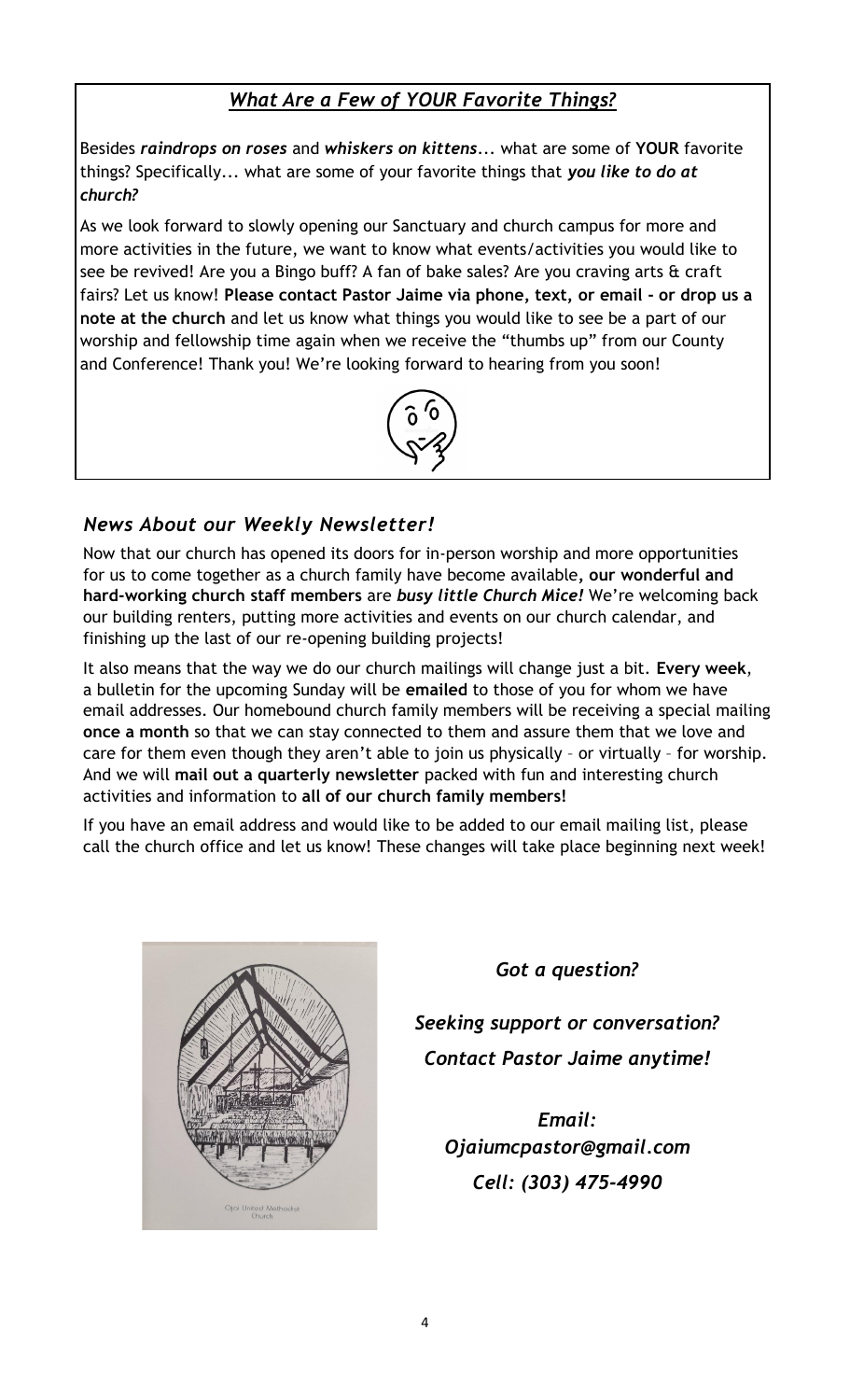## *What Are a Few of YOUR Favorite Things?*

Besides ***raindrops on roses*** and ***whiskers on kittens***... what are some of **YOUR** favorite things? Specifically... what are some of your favorite things that ***you like to do at church?***

As we look forward to slowly opening our Sanctuary and church campus for more and more activities in the future, we want to know what events/activities you would like to see be revived! Are you a Bingo buff? A fan of bake sales? Are you craving arts & craft fairs? Let us know! **Please contact Pastor Jaime via phone, text, or email - or drop us a note at the church** and let us know what things you would like to see be a part of our worship and fellowship time again when we receive the "thumbs up" from our County and Conference! Thank you! We're looking forward to hearing from you soon!

## *News About our Weekly Newsletter!*

Now that our church has opened its doors for in-person worship and more opportunities for us to come together as a church family have become available**, our wonderful and hard-working church staff members** are ***busy little Church Mice!*** We're welcoming back our building renters, putting more activities and events on our church calendar, and finishing up the last of our re-opening building projects!

It also means that the way we do our church mailings will change just a bit. **Every week**, a bulletin for the upcoming Sunday will be **emailed** to those of you for whom we have email addresses. Our homebound church family members will be receiving a special mailing **once a month** so that we can stay connected to them and assure them that we love and care for them even though they aren't able to join us physically – or virtually – for worship. And we will **mail out a quarterly newsletter** packed with fun and interesting church activities and information to **all of our church family members!**

If you have an email address and would like to be added to our email mailing list, please call the church office and let us know! These changes will take place beginning next week!

Ojai United Methodist Church

***Got a question?***

***Seeking support or conversation?***

***Contact Pastor Jaime anytime!***

***Email:***
***Ojaiumcpastor@gmail.com***

***Cell: (303) 475-4990***